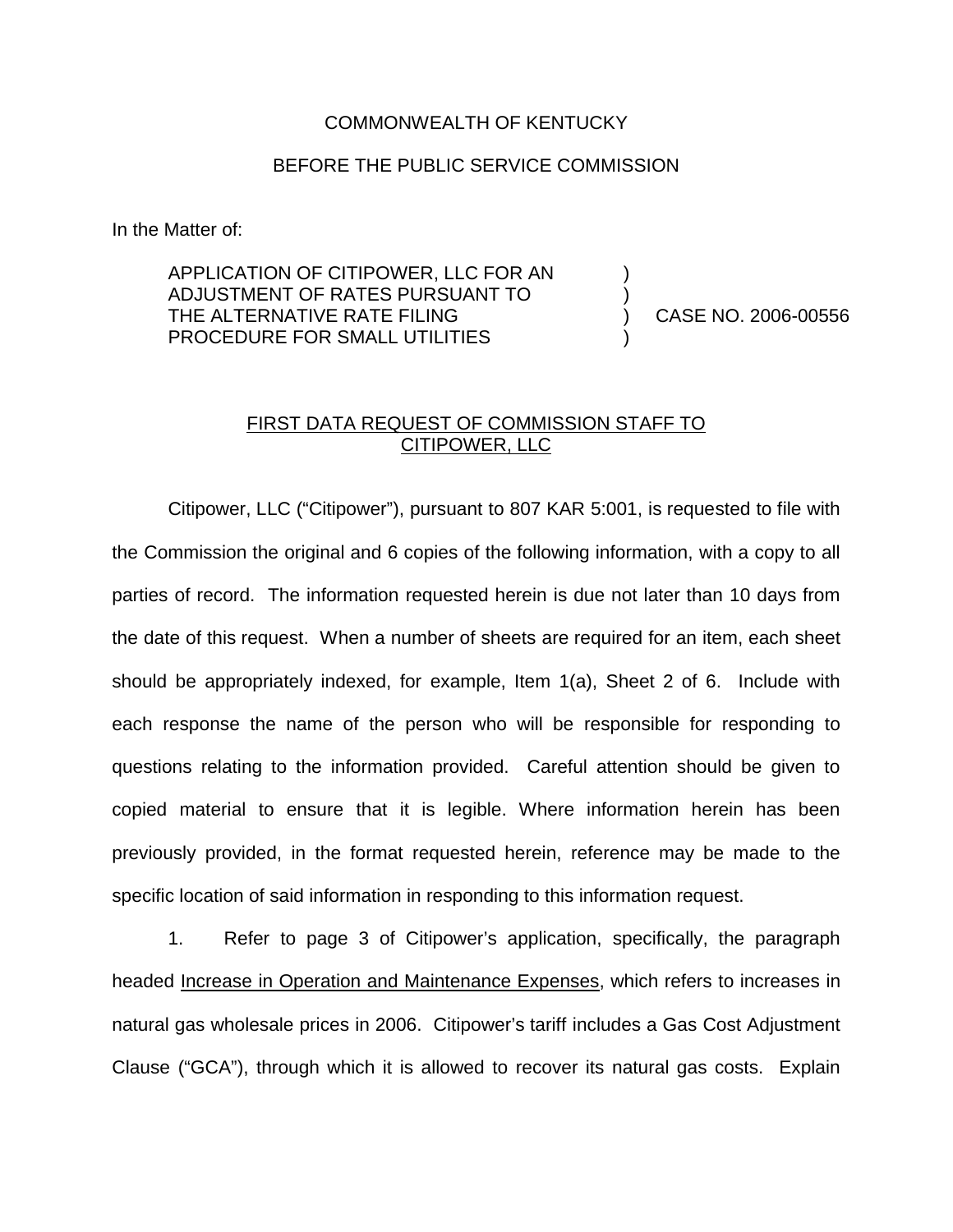COMMONWEALTH OF KENTUCKY

BEFORE THE PUBLIC SERVICE COMMISSION

In the Matter of:

| | | |
|---|---|---|
| APPLICATION OF CITIPOWER, LLC FOR AN ADJUSTMENT OF RATES PURSUANT TO THE ALTERNATIVE RATE FILING PROCEDURE FOR SMALL UTILITIES | ) ) ) ) | CASE NO. 2006-00556 |

FIRST DATA REQUEST OF COMMISSION STAFF TO CITIPOWER, LLC

Citipower, LLC ("Citipower"), pursuant to 807 KAR 5:001, is requested to file with the Commission the original and 6 copies of the following information, with a copy to all parties of record. The information requested herein is due not later than 10 days from the date of this request. When a number of sheets are required for an item, each sheet should be appropriately indexed, for example, Item 1(a), Sheet 2 of 6. Include with each response the name of the person who will be responsible for responding to questions relating to the information provided. Careful attention should be given to copied material to ensure that it is legible. Where information herein has been previously provided, in the format requested herein, reference may be made to the specific location of said information in responding to this information request.

1. Refer to page 3 of Citipower's application, specifically, the paragraph headed Increase in Operation and Maintenance Expenses, which refers to increases in natural gas wholesale prices in 2006. Citipower's tariff includes a Gas Cost Adjustment Clause ("GCA"), through which it is allowed to recover its natural gas costs. Explain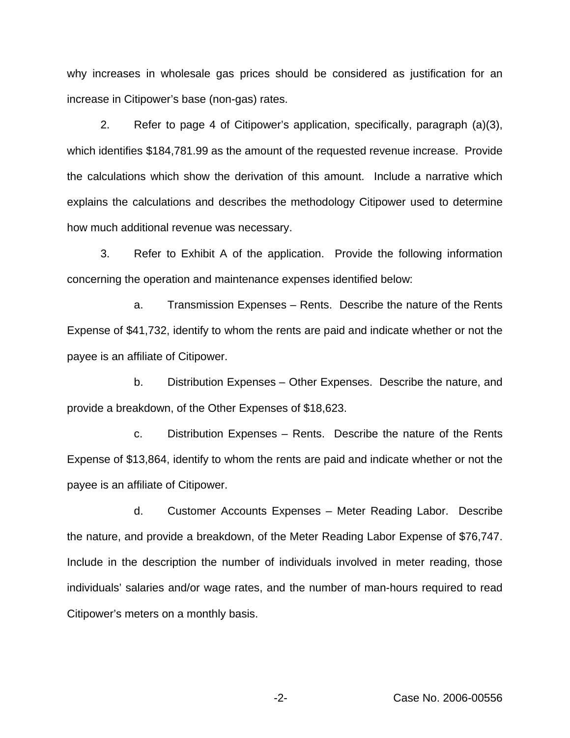why increases in wholesale gas prices should be considered as justification for an increase in Citipower's base (non-gas) rates.

2. Refer to page 4 of Citipower's application, specifically, paragraph (a)(3), which identifies $184,781.99 as the amount of the requested revenue increase. Provide the calculations which show the derivation of this amount. Include a narrative which explains the calculations and describes the methodology Citipower used to determine how much additional revenue was necessary.

3. Refer to Exhibit A of the application. Provide the following information concerning the operation and maintenance expenses identified below:

a. Transmission Expenses – Rents. Describe the nature of the Rents Expense of $41,732, identify to whom the rents are paid and indicate whether or not the payee is an affiliate of Citipower.

b. Distribution Expenses – Other Expenses. Describe the nature, and provide a breakdown, of the Other Expenses of $18,623.

c. Distribution Expenses – Rents. Describe the nature of the Rents Expense of $13,864, identify to whom the rents are paid and indicate whether or not the payee is an affiliate of Citipower.

d. Customer Accounts Expenses – Meter Reading Labor. Describe the nature, and provide a breakdown, of the Meter Reading Labor Expense of $76,747. Include in the description the number of individuals involved in meter reading, those individuals' salaries and/or wage rates, and the number of man-hours required to read Citipower's meters on a monthly basis.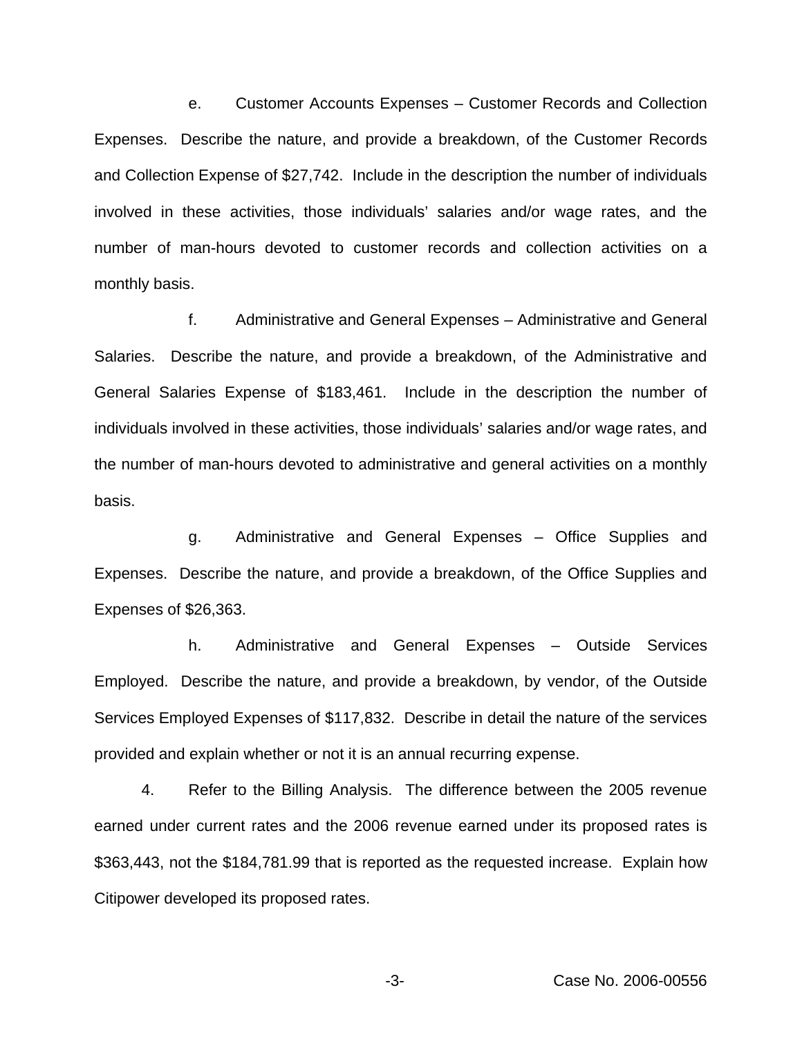e. Customer Accounts Expenses – Customer Records and Collection Expenses. Describe the nature, and provide a breakdown, of the Customer Records and Collection Expense of $27,742. Include in the description the number of individuals involved in these activities, those individuals' salaries and/or wage rates, and the number of man-hours devoted to customer records and collection activities on a monthly basis.

f. Administrative and General Expenses – Administrative and General Salaries. Describe the nature, and provide a breakdown, of the Administrative and General Salaries Expense of $183,461. Include in the description the number of individuals involved in these activities, those individuals' salaries and/or wage rates, and the number of man-hours devoted to administrative and general activities on a monthly basis.

g. Administrative and General Expenses – Office Supplies and Expenses. Describe the nature, and provide a breakdown, of the Office Supplies and Expenses of $26,363.

h. Administrative and General Expenses – Outside Services Employed. Describe the nature, and provide a breakdown, by vendor, of the Outside Services Employed Expenses of $117,832. Describe in detail the nature of the services provided and explain whether or not it is an annual recurring expense.

4. Refer to the Billing Analysis. The difference between the 2005 revenue earned under current rates and the 2006 revenue earned under its proposed rates is $363,443, not the $184,781.99 that is reported as the requested increase. Explain how Citipower developed its proposed rates.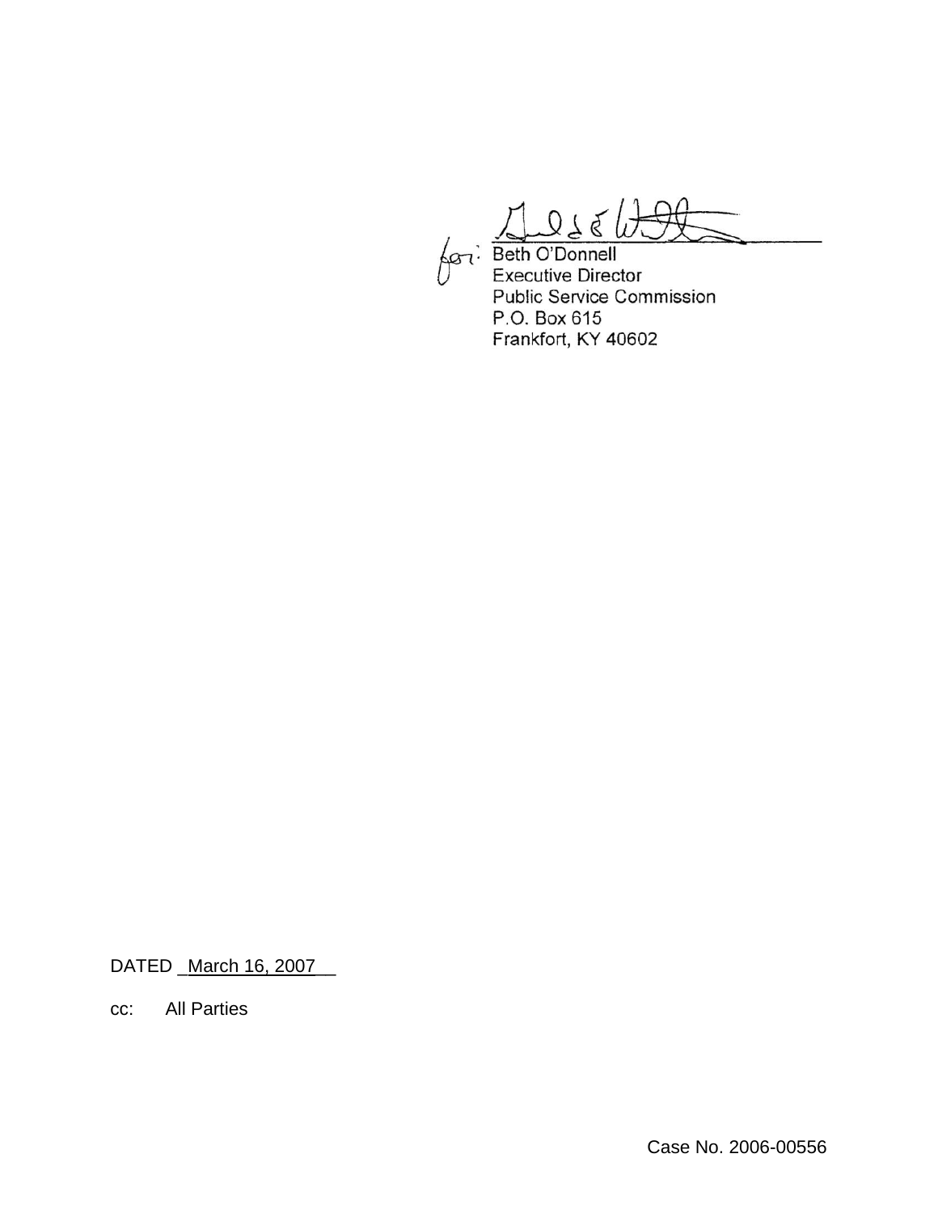for: Beth O'Donnell
Executive Director
Public Service Commission
P.O. Box 615
Frankfort, KY 40602

DATED March 16, 2007

cc: All Parties

Case No. 2006-00556